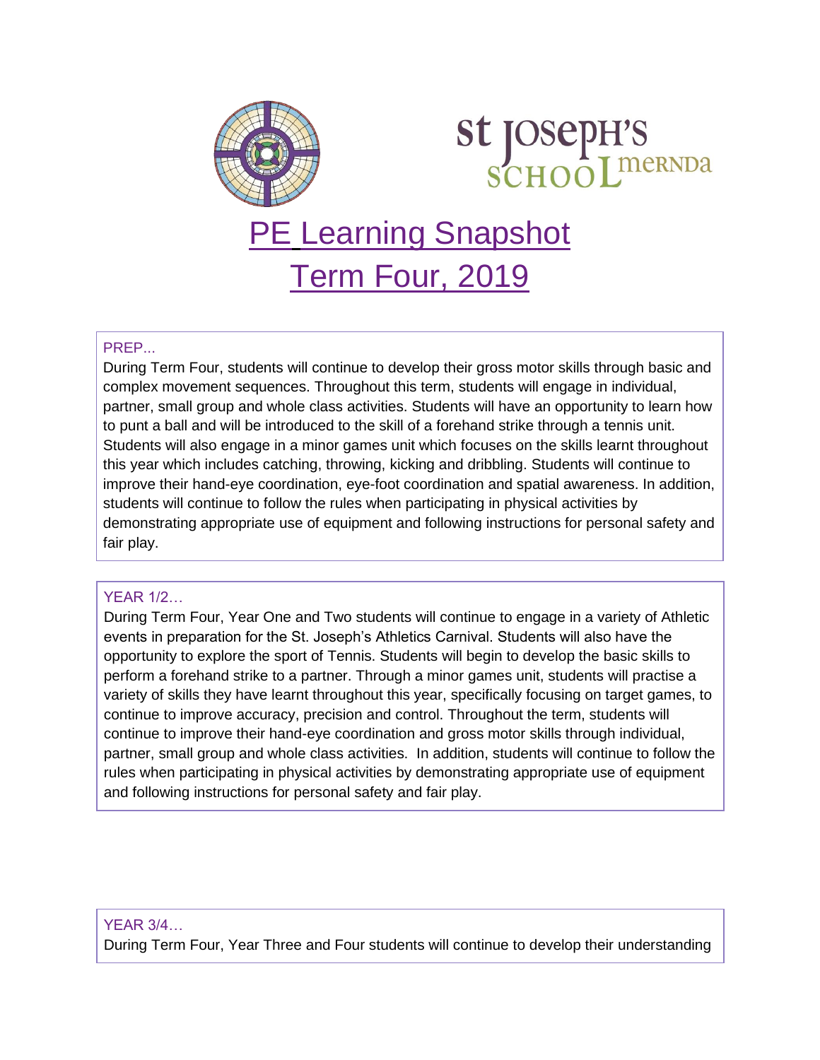St Joseph's School Mernda

# PE Learning Snapshot
# Term Four, 2019

## PREP...

During Term Four, students will continue to develop their gross motor skills through basic and complex movement sequences. Throughout this term, students will engage in individual, partner, small group and whole class activities. Students will have an opportunity to learn how to punt a ball and will be introduced to the skill of a forehand strike through a tennis unit. Students will also engage in a minor games unit which focuses on the skills learnt throughout this year which includes catching, throwing, kicking and dribbling. Students will continue to improve their hand-eye coordination, eye-foot coordination and spatial awareness. In addition, students will continue to follow the rules when participating in physical activities by demonstrating appropriate use of equipment and following instructions for personal safety and fair play.

## YEAR 1/2…

During Term Four, Year One and Two students will continue to engage in a variety of Athletic events in preparation for the St. Joseph's Athletics Carnival. Students will also have the opportunity to explore the sport of Tennis. Students will begin to develop the basic skills to perform a forehand strike to a partner. Through a minor games unit, students will practise a variety of skills they have learnt throughout this year, specifically focusing on target games, to continue to improve accuracy, precision and control. Throughout the term, students will continue to improve their hand-eye coordination and gross motor skills through individual, partner, small group and whole class activities. In addition, students will continue to follow the rules when participating in physical activities by demonstrating appropriate use of equipment and following instructions for personal safety and fair play.

## YEAR 3/4…

During Term Four, Year Three and Four students will continue to develop their understanding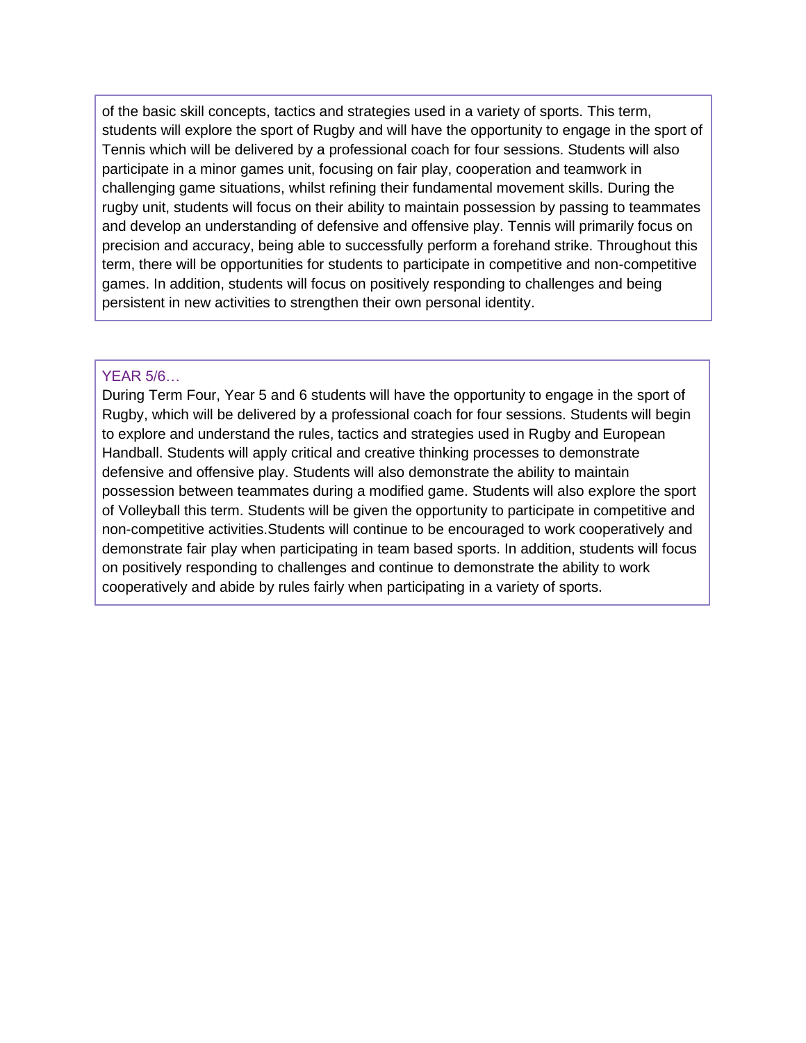of the basic skill concepts, tactics and strategies used in a variety of sports. This term, students will explore the sport of Rugby and will have the opportunity to engage in the sport of Tennis which will be delivered by a professional coach for four sessions. Students will also participate in a minor games unit, focusing on fair play, cooperation and teamwork in challenging game situations, whilst refining their fundamental movement skills. During the rugby unit, students will focus on their ability to maintain possession by passing to teammates and develop an understanding of defensive and offensive play. Tennis will primarily focus on precision and accuracy, being able to successfully perform a forehand strike. Throughout this term, there will be opportunities for students to participate in competitive and non-competitive games. In addition, students will focus on positively responding to challenges and being persistent in new activities to strengthen their own personal identity.

### YEAR 5/6…

During Term Four, Year 5 and 6 students will have the opportunity to engage in the sport of Rugby, which will be delivered by a professional coach for four sessions. Students will begin to explore and understand the rules, tactics and strategies used in Rugby and European Handball. Students will apply critical and creative thinking processes to demonstrate defensive and offensive play. Students will also demonstrate the ability to maintain possession between teammates during a modified game. Students will also explore the sport of Volleyball this term. Students will be given the opportunity to participate in competitive and non-competitive activities.Students will continue to be encouraged to work cooperatively and demonstrate fair play when participating in team based sports. In addition, students will focus on positively responding to challenges and continue to demonstrate the ability to work cooperatively and abide by rules fairly when participating in a variety of sports.